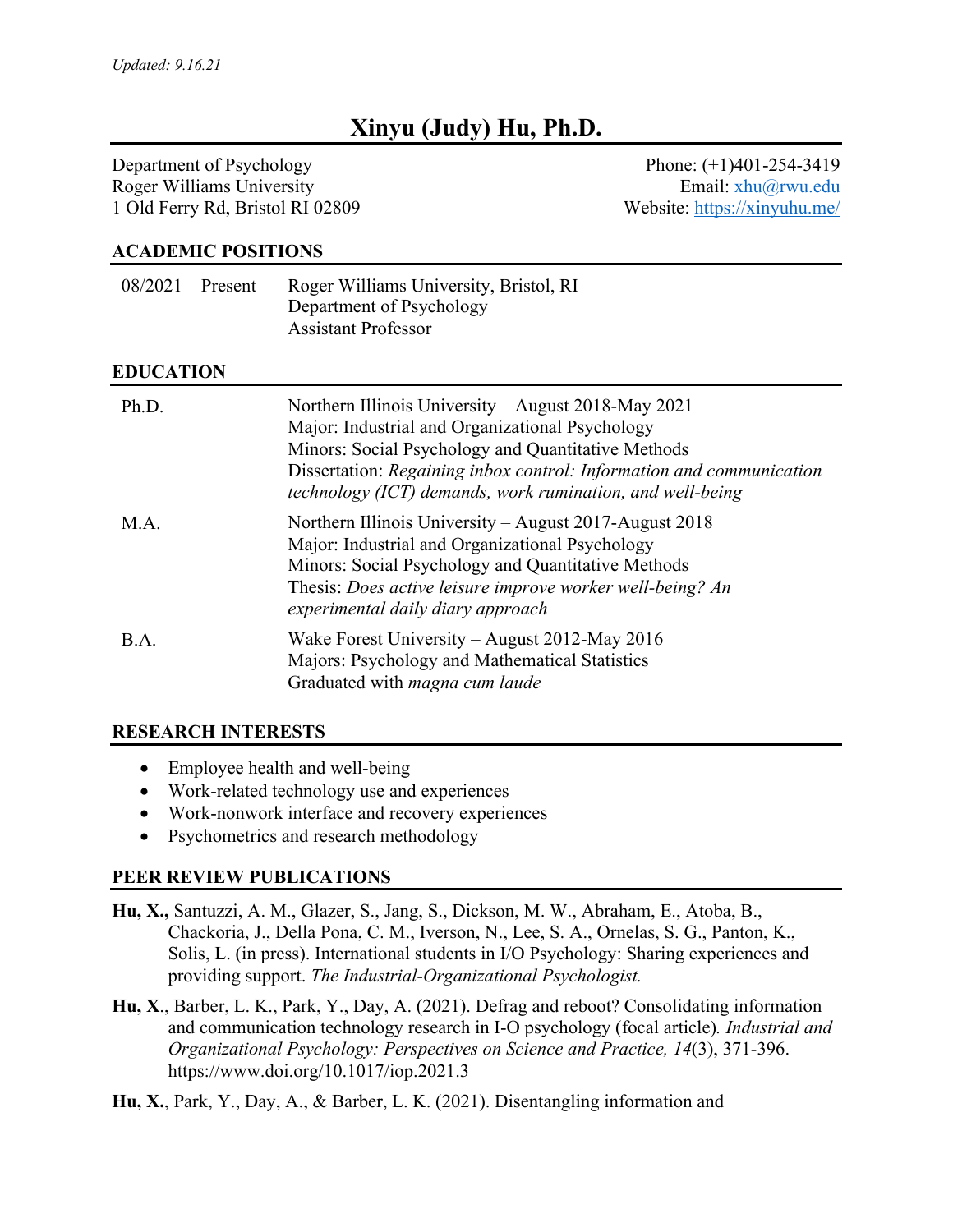*Updated: 9.16.21*

# Xinyu (Judy) Hu, Ph.D.

Department of Psychology
Roger Williams University
1 Old Ferry Rd, Bristol RI 02809

Phone: (+1)401-254-3419
Email: [xhu@rwu.edu](mailto:xhu@rwu.edu)
Website: [https://xinyuhu.me/](https://xinyuhu.me/)

## ACADEMIC POSITIONS

| | |
|---|---|
| 08/2021 – Present | Roger Williams University, Bristol, RI<br>Department of Psychology<br>Assistant Professor |

## EDUCATION

| | |
|---|---|
| Ph.D. | Northern Illinois University – August 2018-May 2021<br>Major: Industrial and Organizational Psychology<br>Minors: Social Psychology and Quantitative Methods<br>Dissertation: *Regaining inbox control: Information and communication technology (ICT) demands, work rumination, and well-being* |
| M.A. | Northern Illinois University – August 2017-August 2018<br>Major: Industrial and Organizational Psychology<br>Minors: Social Psychology and Quantitative Methods<br>Thesis: *Does active leisure improve worker well-being? An experimental daily diary approach* |
| B.A. | Wake Forest University – August 2012-May 2016<br>Majors: Psychology and Mathematical Statistics<br>Graduated with *magna cum laude* |

## RESEARCH INTERESTS

- Employee health and well-being
- Work-related technology use and experiences
- Work-nonwork interface and recovery experiences
- Psychometrics and research methodology

## PEER REVIEW PUBLICATIONS

**Hu, X.,** Santuzzi, A. M., Glazer, S., Jang, S., Dickson, M. W., Abraham, E., Atoba, B., Chackoria, J., Della Pona, C. M., Iverson, N., Lee, S. A., Ornelas, S. G., Panton, K., Solis, L. (in press). International students in I/O Psychology: Sharing experiences and providing support. *The Industrial-Organizational Psychologist.*

**Hu, X**., Barber, L. K., Park, Y., Day, A. (2021). Defrag and reboot? Consolidating information and communication technology research in I-O psychology (focal article)*. Industrial and Organizational Psychology: Perspectives on Science and Practice, 14*(3), 371-396. https://www.doi.org/10.1017/iop.2021.3

**Hu, X.**, Park, Y., Day, A., & Barber, L. K. (2021). Disentangling information and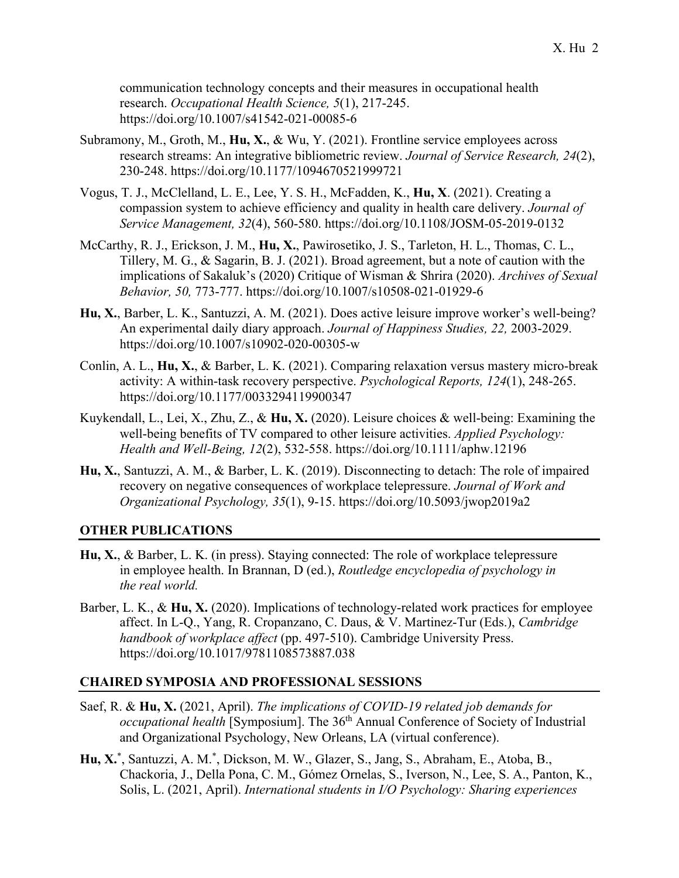communication technology concepts and their measures in occupational health research. *Occupational Health Science, 5*(1), 217-245. https://doi.org/10.1007/s41542-021-00085-6

Subramony, M., Groth, M., **Hu, X.**, & Wu, Y. (2021). Frontline service employees across research streams: An integrative bibliometric review. *Journal of Service Research, 24*(2), 230-248. https://doi.org/10.1177/1094670521999721

Vogus, T. J., McClelland, L. E., Lee, Y. S. H., McFadden, K., **Hu, X**. (2021). Creating a compassion system to achieve efficiency and quality in health care delivery. *Journal of Service Management, 32*(4), 560-580. https://doi.org/10.1108/JOSM-05-2019-0132

McCarthy, R. J., Erickson, J. M., **Hu, X.**, Pawirosetiko, J. S., Tarleton, H. L., Thomas, C. L., Tillery, M. G., & Sagarin, B. J. (2021). Broad agreement, but a note of caution with the implications of Sakaluk's (2020) Critique of Wisman & Shrira (2020). *Archives of Sexual Behavior, 50,* 773-777. https://doi.org/10.1007/s10508-021-01929-6

**Hu, X.**, Barber, L. K., Santuzzi, A. M. (2021). Does active leisure improve worker's well-being? An experimental daily diary approach. *Journal of Happiness Studies, 22,* 2003-2029. https://doi.org/10.1007/s10902-020-00305-w

Conlin, A. L., **Hu, X.**, & Barber, L. K. (2021). Comparing relaxation versus mastery micro-break activity: A within-task recovery perspective. *Psychological Reports, 124*(1), 248-265. https://doi.org/10.1177/0033294119900347

Kuykendall, L., Lei, X., Zhu, Z., & **Hu, X.** (2020). Leisure choices & well-being: Examining the well-being benefits of TV compared to other leisure activities. *Applied Psychology: Health and Well-Being, 12*(2), 532-558. https://doi.org/10.1111/aphw.12196

**Hu, X.**, Santuzzi, A. M., & Barber, L. K. (2019). Disconnecting to detach: The role of impaired recovery on negative consequences of workplace telepressure. *Journal of Work and Organizational Psychology, 35*(1), 9-15. https://doi.org/10.5093/jwop2019a2

## OTHER PUBLICATIONS

**Hu, X.**, & Barber, L. K. (in press). Staying connected: The role of workplace telepressure in employee health. In Brannan, D (ed.), *Routledge encyclopedia of psychology in the real world.*

Barber, L. K., & **Hu, X.** (2020). Implications of technology-related work practices for employee affect. In L-Q., Yang, R. Cropanzano, C. Daus, & V. Martinez-Tur (Eds.), *Cambridge handbook of workplace affect* (pp. 497-510). Cambridge University Press. https://doi.org/10.1017/9781108573887.038

## CHAIRED SYMPOSIA AND PROFESSIONAL SESSIONS

Saef, R. & **Hu, X.** (2021, April). *The implications of COVID-19 related job demands for occupational health* [Symposium]. The 36th Annual Conference of Society of Industrial and Organizational Psychology, New Orleans, LA (virtual conference).

**Hu, X.***, Santuzzi, A. M.*, Dickson, M. W., Glazer, S., Jang, S., Abraham, E., Atoba, B., Chackoria, J., Della Pona, C. M., Gómez Ornelas, S., Iverson, N., Lee, S. A., Panton, K., Solis, L. (2021, April). *International students in I/O Psychology: Sharing experiences*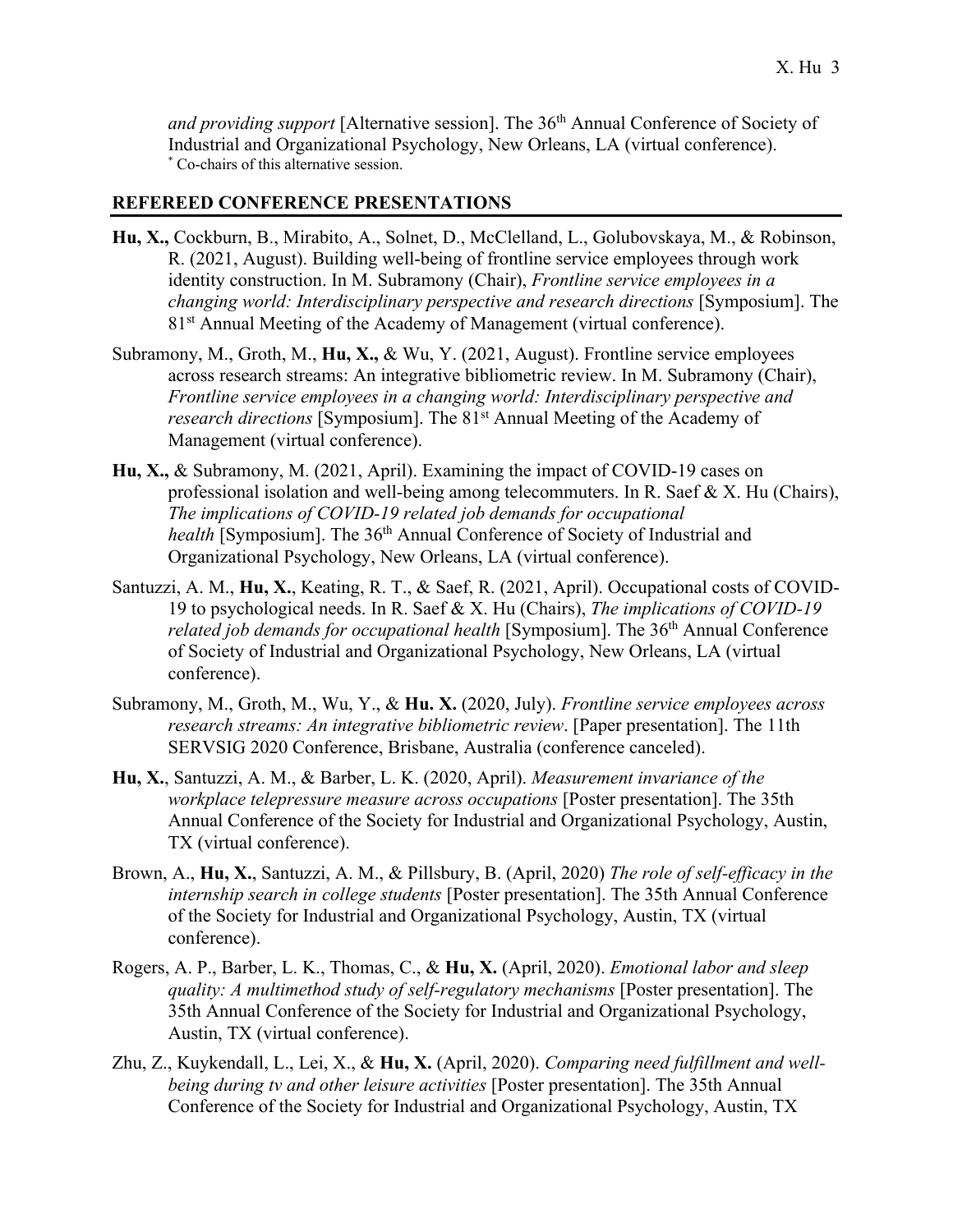*and providing support* [Alternative session]. The 36th Annual Conference of Society of Industrial and Organizational Psychology, New Orleans, LA (virtual conference).
[*] Co-chairs of this alternative session.

## REFEREED CONFERENCE PRESENTATIONS

**Hu, X.,** Cockburn, B., Mirabito, A., Solnet, D., McClelland, L., Golubovskaya, M., & Robinson, R. (2021, August). Building well-being of frontline service employees through work identity construction. In M. Subramony (Chair), *Frontline service employees in a changing world: Interdisciplinary perspective and research directions* [Symposium]. The 81st Annual Meeting of the Academy of Management (virtual conference).

Subramony, M., Groth, M., **Hu, X.,** & Wu, Y. (2021, August). Frontline service employees across research streams: An integrative bibliometric review. In M. Subramony (Chair), *Frontline service employees in a changing world: Interdisciplinary perspective and research directions* [Symposium]. The 81st Annual Meeting of the Academy of Management (virtual conference).

**Hu, X.,** & Subramony, M. (2021, April). Examining the impact of COVID-19 cases on professional isolation and well-being among telecommuters. In R. Saef & X. Hu (Chairs), *The implications of COVID-19 related job demands for occupational health* [Symposium]. The 36th Annual Conference of Society of Industrial and Organizational Psychology, New Orleans, LA (virtual conference).

Santuzzi, A. M., **Hu, X.**, Keating, R. T., & Saef, R. (2021, April). Occupational costs of COVID-19 to psychological needs. In R. Saef & X. Hu (Chairs), *The implications of COVID-19 related job demands for occupational health* [Symposium]. The 36th Annual Conference of Society of Industrial and Organizational Psychology, New Orleans, LA (virtual conference).

Subramony, M., Groth, M., Wu, Y., & **Hu. X.** (2020, July). *Frontline service employees across research streams: An integrative bibliometric review*. [Paper presentation]. The 11th SERVSIG 2020 Conference, Brisbane, Australia (conference canceled).

**Hu, X.**, Santuzzi, A. M., & Barber, L. K. (2020, April). *Measurement invariance of the workplace telepressure measure across occupations* [Poster presentation]. The 35th Annual Conference of the Society for Industrial and Organizational Psychology, Austin, TX (virtual conference).

Brown, A., **Hu, X.**, Santuzzi, A. M., & Pillsbury, B. (April, 2020) *The role of self-efficacy in the internship search in college students* [Poster presentation]. The 35th Annual Conference of the Society for Industrial and Organizational Psychology, Austin, TX (virtual conference).

Rogers, A. P., Barber, L. K., Thomas, C., & **Hu, X.** (April, 2020). *Emotional labor and sleep quality: A multimethod study of self-regulatory mechanisms* [Poster presentation]. The 35th Annual Conference of the Society for Industrial and Organizational Psychology, Austin, TX (virtual conference).

Zhu, Z., Kuykendall, L., Lei, X., & **Hu, X.** (April, 2020). *Comparing need fulfillment and well-being during tv and other leisure activities* [Poster presentation]. The 35th Annual Conference of the Society for Industrial and Organizational Psychology, Austin, TX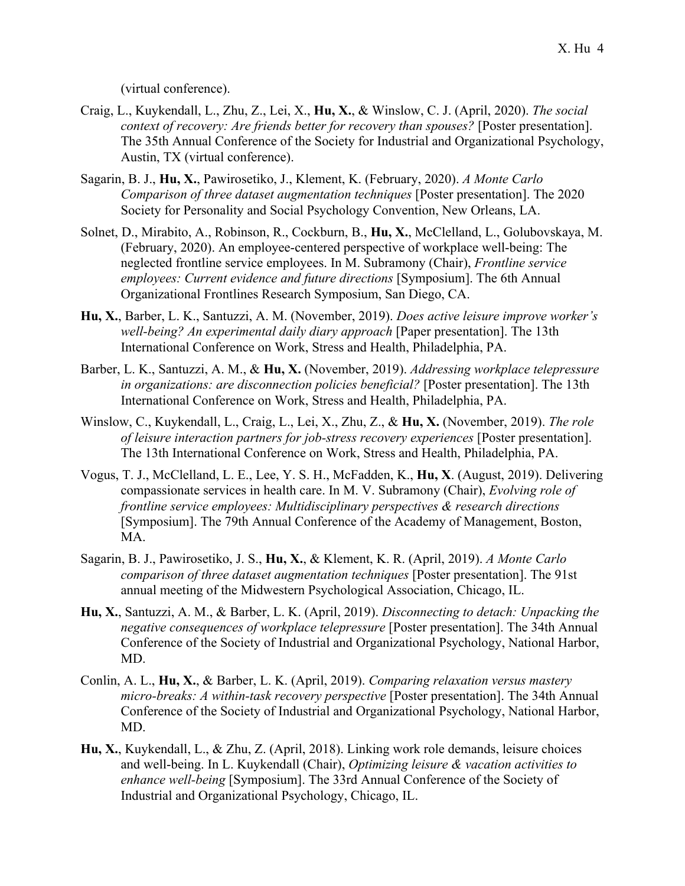(virtual conference).

Craig, L., Kuykendall, L., Zhu, Z., Lei, X., **Hu, X.**, & Winslow, C. J. (April, 2020). *The social context of recovery: Are friends better for recovery than spouses?* [Poster presentation]. The 35th Annual Conference of the Society for Industrial and Organizational Psychology, Austin, TX (virtual conference).

Sagarin, B. J., **Hu, X.**, Pawirosetiko, J., Klement, K. (February, 2020). *A Monte Carlo Comparison of three dataset augmentation techniques* [Poster presentation]. The 2020 Society for Personality and Social Psychology Convention, New Orleans, LA.

Solnet, D., Mirabito, A., Robinson, R., Cockburn, B., **Hu, X.**, McClelland, L., Golubovskaya, M. (February, 2020). An employee-centered perspective of workplace well-being: The neglected frontline service employees. In M. Subramony (Chair), *Frontline service employees: Current evidence and future directions* [Symposium]. The 6th Annual Organizational Frontlines Research Symposium, San Diego, CA.

**Hu, X.**, Barber, L. K., Santuzzi, A. M. (November, 2019). *Does active leisure improve worker's well-being? An experimental daily diary approach* [Paper presentation]. The 13th International Conference on Work, Stress and Health, Philadelphia, PA.

Barber, L. K., Santuzzi, A. M., & **Hu, X.** (November, 2019). *Addressing workplace telepressure in organizations: are disconnection policies beneficial?* [Poster presentation]. The 13th International Conference on Work, Stress and Health, Philadelphia, PA.

Winslow, C., Kuykendall, L., Craig, L., Lei, X., Zhu, Z., & **Hu, X.** (November, 2019). *The role of leisure interaction partners for job-stress recovery experiences* [Poster presentation]. The 13th International Conference on Work, Stress and Health, Philadelphia, PA.

Vogus, T. J., McClelland, L. E., Lee, Y. S. H., McFadden, K., **Hu, X**. (August, 2019). Delivering compassionate services in health care. In M. V. Subramony (Chair), *Evolving role of frontline service employees: Multidisciplinary perspectives & research directions* [Symposium]. The 79th Annual Conference of the Academy of Management, Boston, MA.

Sagarin, B. J., Pawirosetiko, J. S., **Hu, X.**, & Klement, K. R. (April, 2019). *A Monte Carlo comparison of three dataset augmentation techniques* [Poster presentation]. The 91st annual meeting of the Midwestern Psychological Association, Chicago, IL.

**Hu, X.**, Santuzzi, A. M., & Barber, L. K. (April, 2019). *Disconnecting to detach: Unpacking the negative consequences of workplace telepressure* [Poster presentation]. The 34th Annual Conference of the Society of Industrial and Organizational Psychology, National Harbor, MD.

Conlin, A. L., **Hu, X.**, & Barber, L. K. (April, 2019). *Comparing relaxation versus mastery micro-breaks: A within-task recovery perspective* [Poster presentation]. The 34th Annual Conference of the Society of Industrial and Organizational Psychology, National Harbor, MD.

**Hu, X.**, Kuykendall, L., & Zhu, Z. (April, 2018). Linking work role demands, leisure choices and well-being. In L. Kuykendall (Chair), *Optimizing leisure & vacation activities to enhance well-being* [Symposium]. The 33rd Annual Conference of the Society of Industrial and Organizational Psychology, Chicago, IL.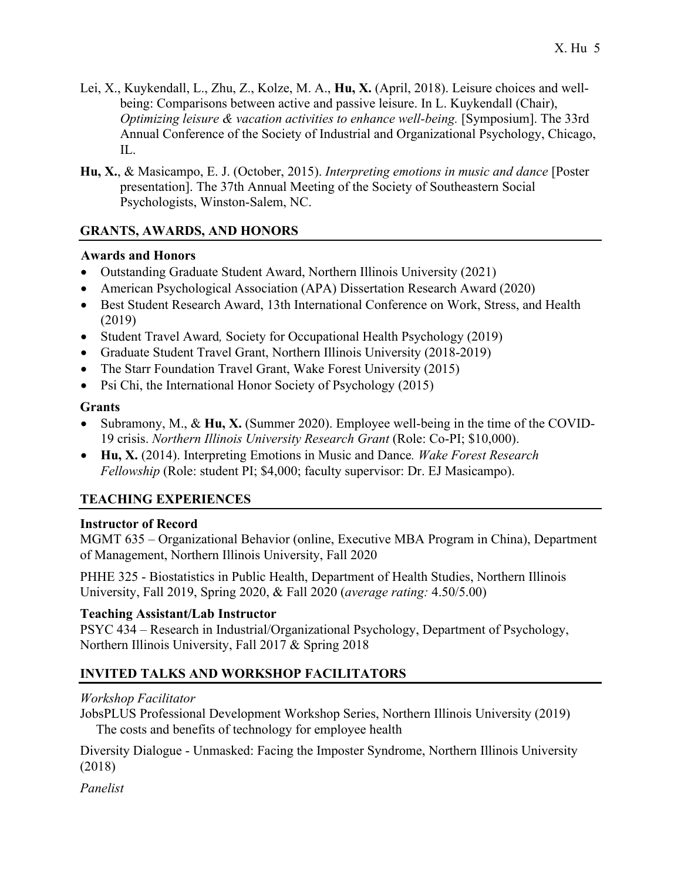Lei, X., Kuykendall, L., Zhu, Z., Kolze, M. A., **Hu, X.** (April, 2018). Leisure choices and well-being: Comparisons between active and passive leisure. In L. Kuykendall (Chair), *Optimizing leisure & vacation activities to enhance well-being.* [Symposium]. The 33rd Annual Conference of the Society of Industrial and Organizational Psychology, Chicago, IL.

**Hu, X.**, & Masicampo, E. J. (October, 2015). *Interpreting emotions in music and dance* [Poster presentation]. The 37th Annual Meeting of the Society of Southeastern Social Psychologists, Winston-Salem, NC.

## GRANTS, AWARDS, AND HONORS

### Awards and Honors

- Outstanding Graduate Student Award, Northern Illinois University (2021)
- American Psychological Association (APA) Dissertation Research Award (2020)
- Best Student Research Award, 13th International Conference on Work, Stress, and Health (2019)
- Student Travel Award*,* Society for Occupational Health Psychology (2019)
- Graduate Student Travel Grant, Northern Illinois University (2018-2019)
- The Starr Foundation Travel Grant, Wake Forest University (2015)
- Psi Chi, the International Honor Society of Psychology (2015)

### Grants

- Subramony, M., & **Hu, X.** (Summer 2020). Employee well-being in the time of the COVID-19 crisis. *Northern Illinois University Research Grant* (Role: Co-PI; $10,000).
- **Hu, X.** (2014). Interpreting Emotions in Music and Dance*. Wake Forest Research Fellowship* (Role: student PI; $4,000; faculty supervisor: Dr. EJ Masicampo).

## TEACHING EXPERIENCES

### Instructor of Record

MGMT 635 – Organizational Behavior (online, Executive MBA Program in China), Department of Management, Northern Illinois University, Fall 2020

PHHE 325 - Biostatistics in Public Health, Department of Health Studies, Northern Illinois University, Fall 2019, Spring 2020, & Fall 2020 (*average rating:* 4.50/5.00)

### Teaching Assistant/Lab Instructor

PSYC 434 – Research in Industrial/Organizational Psychology, Department of Psychology, Northern Illinois University, Fall 2017 & Spring 2018

## INVITED TALKS AND WORKSHOP FACILITATORS

*Workshop Facilitator*

JobsPLUS Professional Development Workshop Series, Northern Illinois University (2019)
The costs and benefits of technology for employee health

Diversity Dialogue - Unmasked: Facing the Imposter Syndrome, Northern Illinois University (2018)

*Panelist*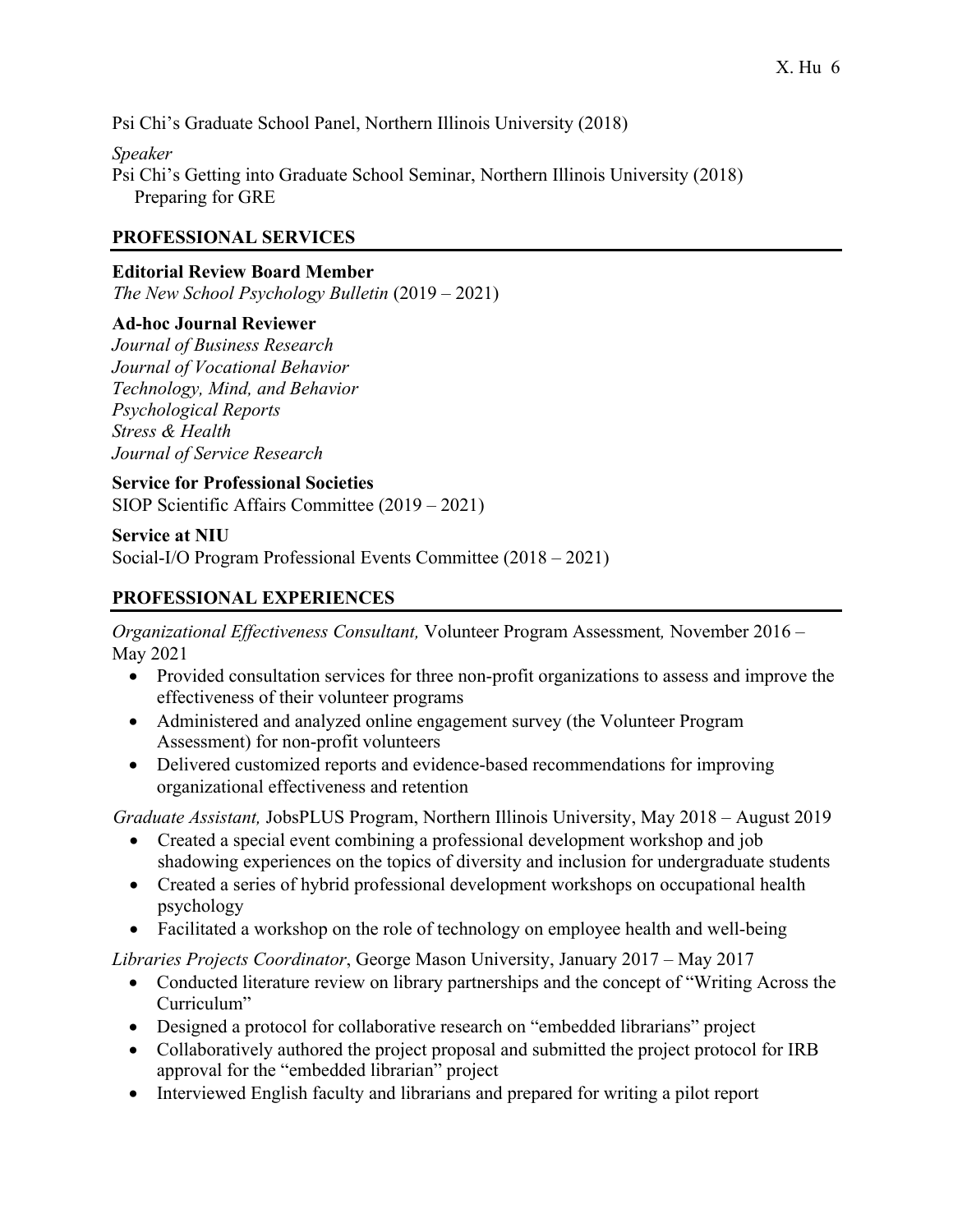Psi Chi's Graduate School Panel, Northern Illinois University (2018)

*Speaker*

Psi Chi's Getting into Graduate School Seminar, Northern Illinois University (2018)
Preparing for GRE

## PROFESSIONAL SERVICES

**Editorial Review Board Member**

*The New School Psychology Bulletin* (2019 – 2021)

**Ad-hoc Journal Reviewer**

*Journal of Business Research*
*Journal of Vocational Behavior*
*Technology, Mind, and Behavior*
*Psychological Reports*
*Stress & Health*
*Journal of Service Research*

**Service for Professional Societies**

SIOP Scientific Affairs Committee (2019 – 2021)

**Service at NIU**

Social-I/O Program Professional Events Committee (2018 – 2021)

## PROFESSIONAL EXPERIENCES

*Organizational Effectiveness Consultant,* Volunteer Program Assessment*,* November 2016 – May 2021

- Provided consultation services for three non-profit organizations to assess and improve the effectiveness of their volunteer programs
- Administered and analyzed online engagement survey (the Volunteer Program Assessment) for non-profit volunteers
- Delivered customized reports and evidence-based recommendations for improving organizational effectiveness and retention

*Graduate Assistant,* JobsPLUS Program, Northern Illinois University, May 2018 – August 2019

- Created a special event combining a professional development workshop and job shadowing experiences on the topics of diversity and inclusion for undergraduate students
- Created a series of hybrid professional development workshops on occupational health psychology
- Facilitated a workshop on the role of technology on employee health and well-being

*Libraries Projects Coordinator*, George Mason University, January 2017 – May 2017

- Conducted literature review on library partnerships and the concept of "Writing Across the Curriculum"
- Designed a protocol for collaborative research on "embedded librarians" project
- Collaboratively authored the project proposal and submitted the project protocol for IRB approval for the "embedded librarian" project
- Interviewed English faculty and librarians and prepared for writing a pilot report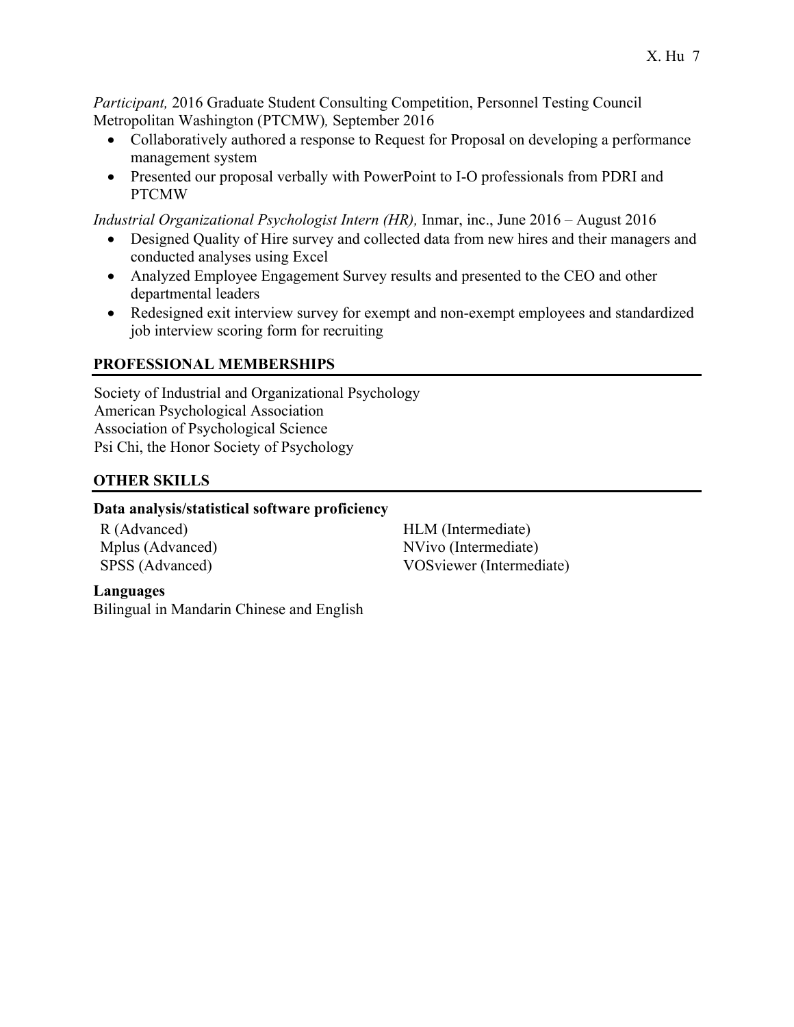*Participant,* 2016 Graduate Student Consulting Competition, Personnel Testing Council Metropolitan Washington (PTCMW)*,* September 2016

- Collaboratively authored a response to Request for Proposal on developing a performance management system
- Presented our proposal verbally with PowerPoint to I-O professionals from PDRI and PTCMW

*Industrial Organizational Psychologist Intern (HR),* Inmar, inc., June 2016 – August 2016

- Designed Quality of Hire survey and collected data from new hires and their managers and conducted analyses using Excel
- Analyzed Employee Engagement Survey results and presented to the CEO and other departmental leaders
- Redesigned exit interview survey for exempt and non-exempt employees and standardized job interview scoring form for recruiting

## PROFESSIONAL MEMBERSHIPS

Society of Industrial and Organizational Psychology
American Psychological Association
Association of Psychological Science
Psi Chi, the Honor Society of Psychology

## OTHER SKILLS

**Data analysis/statistical software proficiency**

R (Advanced)
Mplus (Advanced)
SPSS (Advanced)
HLM (Intermediate)
NVivo (Intermediate)
VOSviewer (Intermediate)

**Languages**

Bilingual in Mandarin Chinese and English